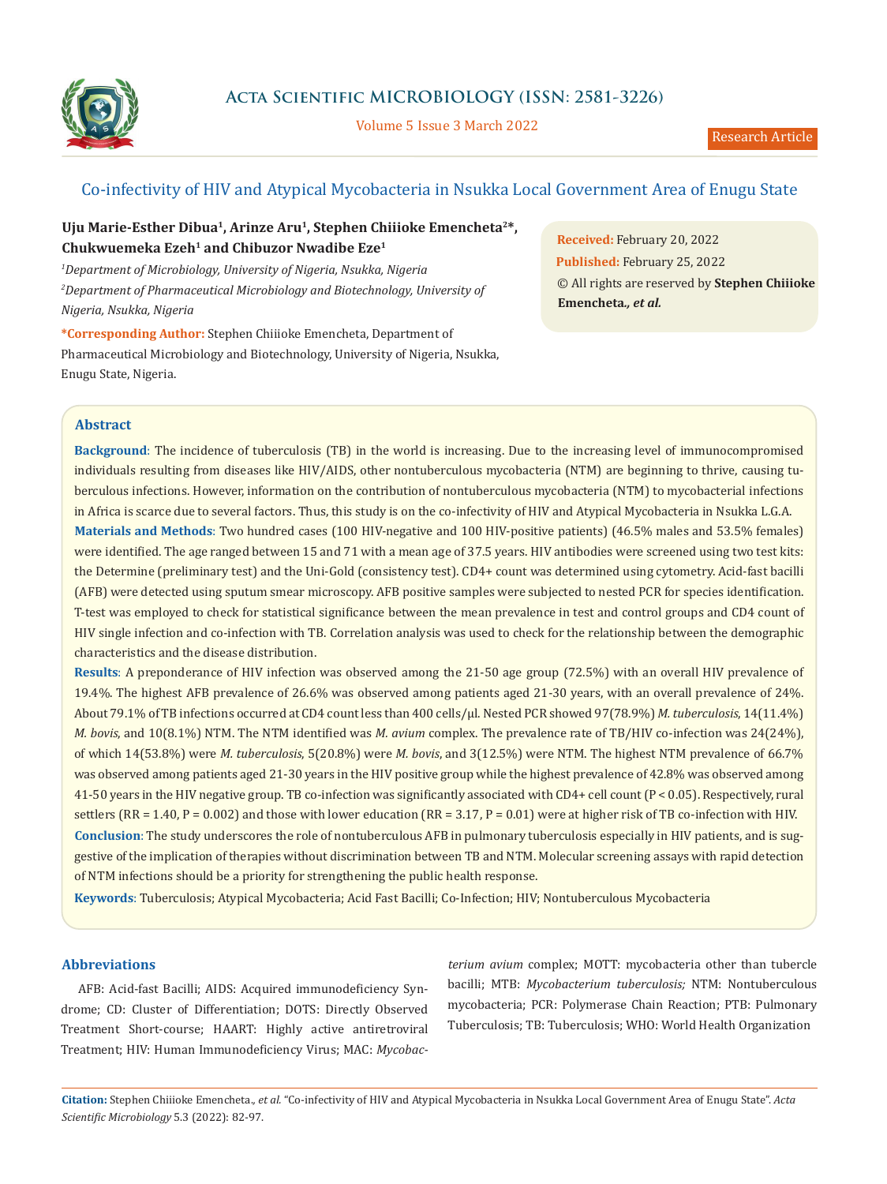# Co-infectivity of HIV and Atypical Mycobacteria in Nsukka Local Government Area of Enugu State

**Uju Marie-Esther Dibua[1], Arinze Aru[1], Stephen Chiiioke Emencheta[2]*, Chukwuemeka Ezeh[1] and Chibuzor Nwadibe Eze[1]**

[1]*Department of Microbiology, University of Nigeria, Nsukka, Nigeria*

[2]*Department of Pharmaceutical Microbiology and Biotechnology, University of Nigeria, Nsukka, Nigeria*

***Corresponding Author:** Stephen Chiiioke Emencheta, Department of Pharmaceutical Microbiology and Biotechnology, University of Nigeria, Nsukka, Enugu State, Nigeria.

**Received:** February 20, 2022

**Published:** February 25, 2022

© All rights are reserved by **Stephen Chiiioke Emencheta., *et al.***

## Abstract

**Background**: The incidence of tuberculosis (TB) in the world is increasing. Due to the increasing level of immunocompromised individuals resulting from diseases like HIV/AIDS, other nontuberculous mycobacteria (NTM) are beginning to thrive, causing tuberculous infections. However, information on the contribution of nontuberculous mycobacteria (NTM) to mycobacterial infections in Africa is scarce due to several factors. Thus, this study is on the co-infectivity of HIV and Atypical Mycobacteria in Nsukka L.G.A.

**Materials and Methods**: Two hundred cases (100 HIV-negative and 100 HIV-positive patients) (46.5% males and 53.5% females) were identified. The age ranged between 15 and 71 with a mean age of 37.5 years. HIV antibodies were screened using two test kits: the Determine (preliminary test) and the Uni-Gold (consistency test). CD4+ count was determined using cytometry. Acid-fast bacilli (AFB) were detected using sputum smear microscopy. AFB positive samples were subjected to nested PCR for species identification. T-test was employed to check for statistical significance between the mean prevalence in test and control groups and CD4 count of HIV single infection and co-infection with TB. Correlation analysis was used to check for the relationship between the demographic characteristics and the disease distribution.

**Results**: A preponderance of HIV infection was observed among the 21-50 age group (72.5%) with an overall HIV prevalence of 19.4%. The highest AFB prevalence of 26.6% was observed among patients aged 21-30 years, with an overall prevalence of 24%. About 79.1% of TB infections occurred at CD4 count less than 400 cells/µl. Nested PCR showed 97(78.9%) *M. tuberculosis*, 14(11.4%) *M. bovis*, and 10(8.1%) NTM. The NTM identified was *M. avium* complex. The prevalence rate of TB/HIV co-infection was 24(24%), of which 14(53.8%) were *M. tuberculosis*, 5(20.8%) were *M. bovis*, and 3(12.5%) were NTM. The highest NTM prevalence of 66.7% was observed among patients aged 21-30 years in the HIV positive group while the highest prevalence of 42.8% was observed among 41-50 years in the HIV negative group. TB co-infection was significantly associated with CD4+ cell count ($P < 0.05$). Respectively, rural settlers (RR = 1.40, P = 0.002) and those with lower education (RR = 3.17, P = 0.01) were at higher risk of TB co-infection with HIV.

**Conclusion**: The study underscores the role of nontuberculous AFB in pulmonary tuberculosis especially in HIV patients, and is suggestive of the implication of therapies without discrimination between TB and NTM. Molecular screening assays with rapid detection of NTM infections should be a priority for strengthening the public health response.

**Keywords**: Tuberculosis; Atypical Mycobacteria; Acid Fast Bacilli; Co-Infection; HIV; Nontuberculous Mycobacteria

## Abbreviations

AFB: Acid-fast Bacilli; AIDS: Acquired immunodeficiency Syndrome; CD: Cluster of Differentiation; DOTS: Directly Observed Treatment Short-course; HAART: Highly active antiretroviral Treatment; HIV: Human Immunodeficiency Virus; MAC: *Mycobacterium avium* complex; MOTT: mycobacteria other than tubercle bacilli; MTB: *Mycobacterium tuberculosis;* NTM: Nontuberculous mycobacteria; PCR: Polymerase Chain Reaction; PTB: Pulmonary Tuberculosis; TB: Tuberculosis; WHO: World Health Organization

**Citation:** Stephen Chiiioke Emencheta., *et al.* "Co-infectivity of HIV and Atypical Mycobacteria in Nsukka Local Government Area of Enugu State". *Acta Scientific Microbiology* 5.3 (2022): 82-97.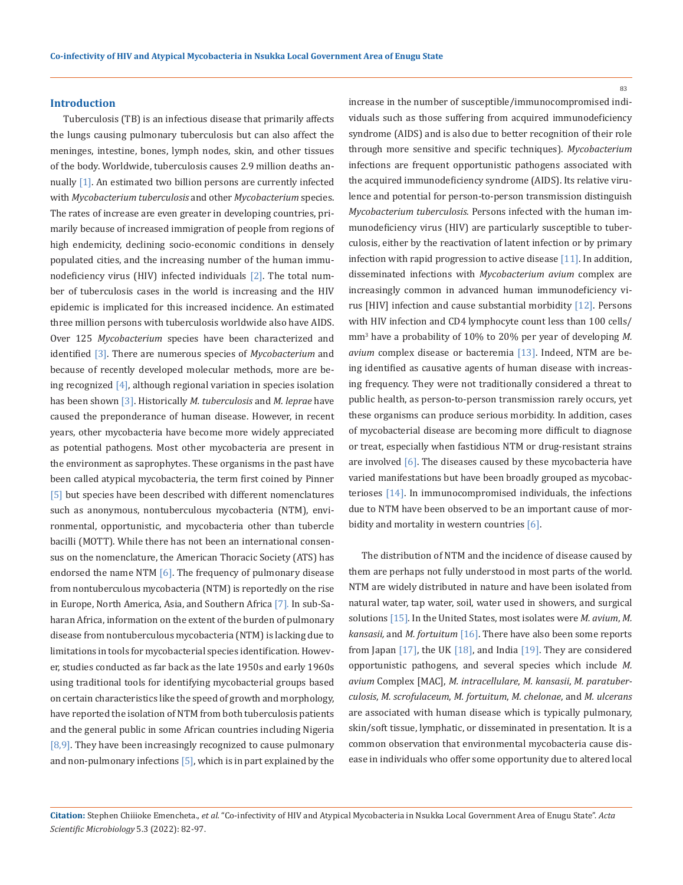## Introduction

Tuberculosis (TB) is an infectious disease that primarily affects the lungs causing pulmonary tuberculosis but can also affect the meninges, intestine, bones, lymph nodes, skin, and other tissues of the body. Worldwide, tuberculosis causes 2.9 million deaths annually [1]. An estimated two billion persons are currently infected with *Mycobacterium tuberculosis* and other *Mycobacterium* species. The rates of increase are even greater in developing countries, primarily because of increased immigration of people from regions of high endemicity, declining socio-economic conditions in densely populated cities, and the increasing number of the human immunodeficiency virus (HIV) infected individuals [2]. The total number of tuberculosis cases in the world is increasing and the HIV epidemic is implicated for this increased incidence. An estimated three million persons with tuberculosis worldwide also have AIDS. Over 125 *Mycobacterium* species have been characterized and identified [3]. There are numerous species of *Mycobacterium* and because of recently developed molecular methods, more are being recognized [4], although regional variation in species isolation has been shown [3]. Historically *M. tuberculosis* and *M. leprae* have caused the preponderance of human disease. However, in recent years, other mycobacteria have become more widely appreciated as potential pathogens. Most other mycobacteria are present in the environment as saprophytes. These organisms in the past have been called atypical mycobacteria, the term first coined by Pinner [5] but species have been described with different nomenclatures such as anonymous, nontuberculous mycobacteria (NTM), environmental, opportunistic, and mycobacteria other than tubercle bacilli (MOTT). While there has not been an international consensus on the nomenclature, the American Thoracic Society (ATS) has endorsed the name NTM [6]. The frequency of pulmonary disease from nontuberculous mycobacteria (NTM) is reportedly on the rise in Europe, North America, Asia, and Southern Africa [7]. In sub-Saharan Africa, information on the extent of the burden of pulmonary disease from nontuberculous mycobacteria (NTM) is lacking due to limitations in tools for mycobacterial species identification. However, studies conducted as far back as the late 1950s and early 1960s using traditional tools for identifying mycobacterial groups based on certain characteristics like the speed of growth and morphology, have reported the isolation of NTM from both tuberculosis patients and the general public in some African countries including Nigeria [8,9]. They have been increasingly recognized to cause pulmonary and non-pulmonary infections [5], which is in part explained by the increase in the number of susceptible/immunocompromised individuals such as those suffering from acquired immunodeficiency syndrome (AIDS) and is also due to better recognition of their role through more sensitive and specific techniques). *Mycobacterium* infections are frequent opportunistic pathogens associated with the acquired immunodeficiency syndrome (AIDS). Its relative virulence and potential for person-to-person transmission distinguish *Mycobacterium tuberculosis*. Persons infected with the human immunodeficiency virus (HIV) are particularly susceptible to tuberculosis, either by the reactivation of latent infection or by primary infection with rapid progression to active disease [11]. In addition, disseminated infections with *Mycobacterium avium* complex are increasingly common in advanced human immunodeficiency virus [HIV] infection and cause substantial morbidity [12]. Persons with HIV infection and CD4 lymphocyte count less than 100 cells/mm$^3$ have a probability of 10% to 20% per year of developing *M. avium* complex disease or bacteremia [13]. Indeed, NTM are being identified as causative agents of human disease with increasing frequency. They were not traditionally considered a threat to public health, as person-to-person transmission rarely occurs, yet these organisms can produce serious morbidity. In addition, cases of mycobacterial disease are becoming more difficult to diagnose or treat, especially when fastidious NTM or drug-resistant strains are involved [6]. The diseases caused by these mycobacteria have varied manifestations but have been broadly grouped as mycobacterioses [14]. In immunocompromised individuals, the infections due to NTM have been observed to be an important cause of morbidity and mortality in western countries [6].

The distribution of NTM and the incidence of disease caused by them are perhaps not fully understood in most parts of the world. NTM are widely distributed in nature and have been isolated from natural water, tap water, soil, water used in showers, and surgical solutions [15]. In the United States, most isolates were *M. avium*, *M. kansasii,* and *M. fortuitum* [16]. There have also been some reports from Japan [17], the UK [18], and India [19]. They are considered opportunistic pathogens, and several species which include *M. avium* Complex [MAC], *M. intracellulare*, *M. kansasii*, *M. paratuberculosis*, *M. scrofulaceum*, *M. fortuitum*, *M. chelonae*, and *M. ulcerans* are associated with human disease which is typically pulmonary, skin/soft tissue, lymphatic, or disseminated in presentation. It is a common observation that environmental mycobacteria cause disease in individuals who offer some opportunity due to altered local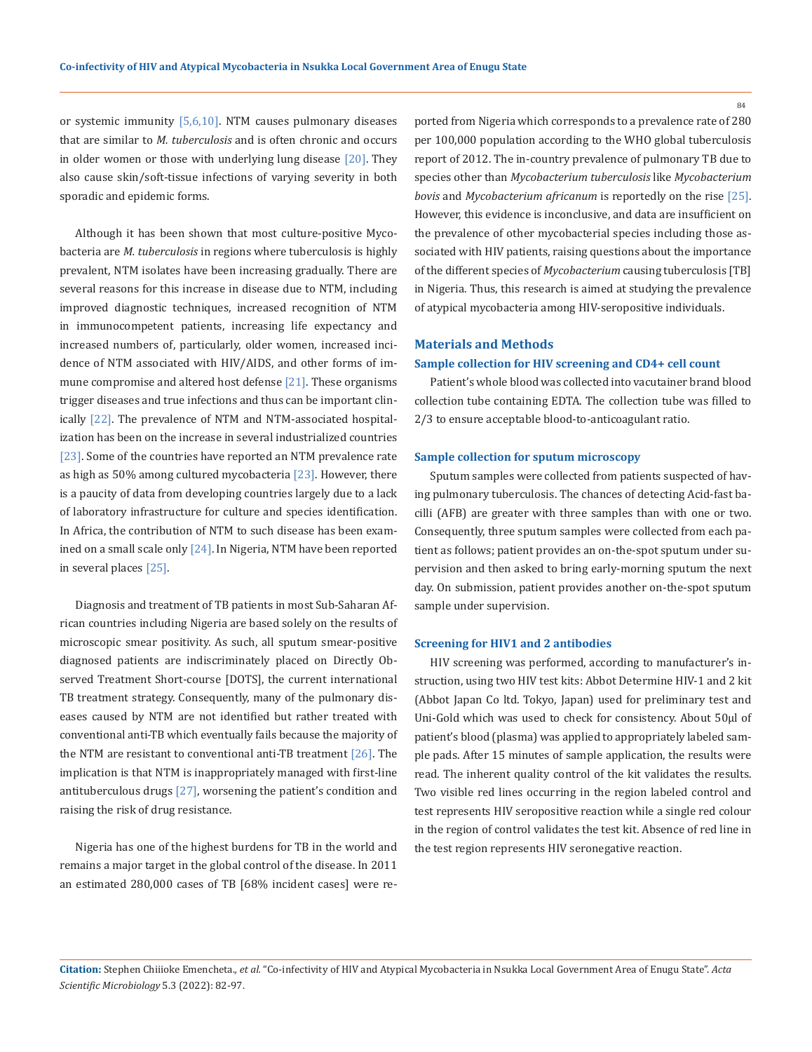or systemic immunity [5,6,10]. NTM causes pulmonary diseases that are similar to *M. tuberculosis* and is often chronic and occurs in older women or those with underlying lung disease [20]. They also cause skin/soft-tissue infections of varying severity in both sporadic and epidemic forms.

Although it has been shown that most culture-positive Mycobacteria are *M. tuberculosis* in regions where tuberculosis is highly prevalent, NTM isolates have been increasing gradually. There are several reasons for this increase in disease due to NTM, including improved diagnostic techniques, increased recognition of NTM in immunocompetent patients, increasing life expectancy and increased numbers of, particularly, older women, increased incidence of NTM associated with HIV/AIDS, and other forms of immune compromise and altered host defense [21]. These organisms trigger diseases and true infections and thus can be important clinically [22]. The prevalence of NTM and NTM-associated hospitalization has been on the increase in several industrialized countries [23]. Some of the countries have reported an NTM prevalence rate as high as 50% among cultured mycobacteria [23]. However, there is a paucity of data from developing countries largely due to a lack of laboratory infrastructure for culture and species identification. In Africa, the contribution of NTM to such disease has been examined on a small scale only [24]. In Nigeria, NTM have been reported in several places [25].

Diagnosis and treatment of TB patients in most Sub-Saharan African countries including Nigeria are based solely on the results of microscopic smear positivity. As such, all sputum smear-positive diagnosed patients are indiscriminately placed on Directly Observed Treatment Short-course [DOTS], the current international TB treatment strategy. Consequently, many of the pulmonary diseases caused by NTM are not identified but rather treated with conventional anti-TB which eventually fails because the majority of the NTM are resistant to conventional anti-TB treatment [26]. The implication is that NTM is inappropriately managed with first-line antituberculous drugs [27], worsening the patient's condition and raising the risk of drug resistance.

Nigeria has one of the highest burdens for TB in the world and remains a major target in the global control of the disease. In 2011 an estimated 280,000 cases of TB [68% incident cases] were reported from Nigeria which corresponds to a prevalence rate of 280 per 100,000 population according to the WHO global tuberculosis report of 2012. The in-country prevalence of pulmonary TB due to species other than *Mycobacterium tuberculosis* like *Mycobacterium bovis* and *Mycobacterium africanum* is reportedly on the rise [25]. However, this evidence is inconclusive, and data are insufficient on the prevalence of other mycobacterial species including those associated with HIV patients, raising questions about the importance of the different species of *Mycobacterium* causing tuberculosis [TB] in Nigeria. Thus, this research is aimed at studying the prevalence of atypical mycobacteria among HIV-seropositive individuals.

## Materials and Methods

### Sample collection for HIV screening and CD4+ cell count

Patient's whole blood was collected into vacutainer brand blood collection tube containing EDTA. The collection tube was filled to 2/3 to ensure acceptable blood-to-anticoagulant ratio.

### Sample collection for sputum microscopy

Sputum samples were collected from patients suspected of having pulmonary tuberculosis. The chances of detecting Acid-fast bacilli (AFB) are greater with three samples than with one or two. Consequently, three sputum samples were collected from each patient as follows; patient provides an on-the-spot sputum under supervision and then asked to bring early-morning sputum the next day. On submission, patient provides another on-the-spot sputum sample under supervision.

### Screening for HIV1 and 2 antibodies

HIV screening was performed, according to manufacturer's instruction, using two HIV test kits: Abbot Determine HIV-1 and 2 kit (Abbot Japan Co ltd. Tokyo, Japan) used for preliminary test and Uni-Gold which was used to check for consistency. About 50µl of patient's blood (plasma) was applied to appropriately labeled sample pads. After 15 minutes of sample application, the results were read. The inherent quality control of the kit validates the results. Two visible red lines occurring in the region labeled control and test represents HIV seropositive reaction while a single red colour in the region of control validates the test kit. Absence of red line in the test region represents HIV seronegative reaction.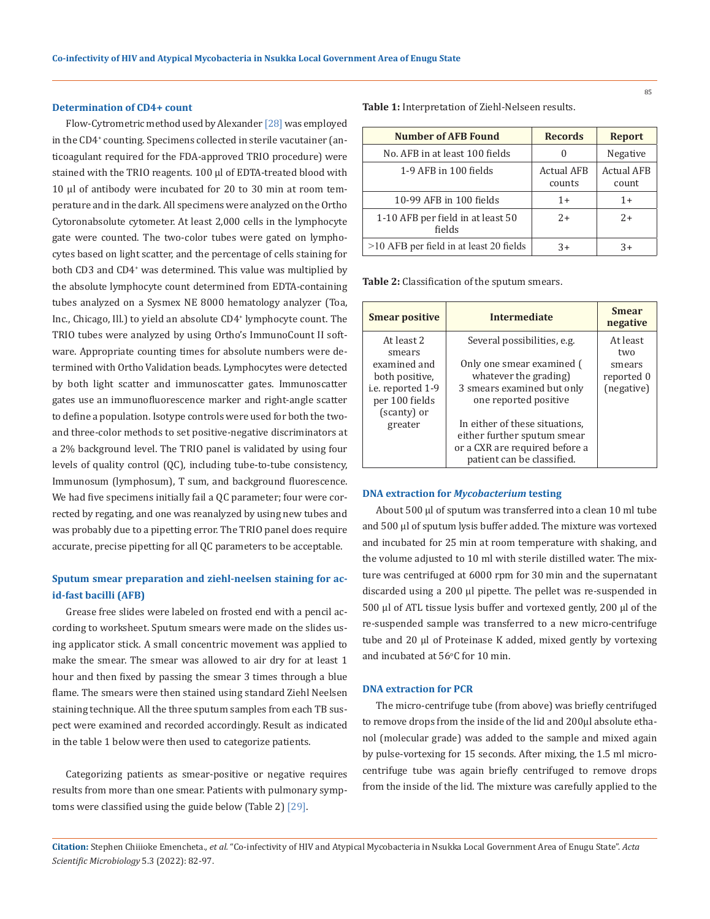### Determination of CD4+ count

Flow-Cytometric method used by Alexander [28] was employed in the CD4+ counting. Specimens collected in sterile vacutainer (anticoagulant required for the FDA-approved TRIO procedure) were stained with the TRIO reagents. 100 µl of EDTA-treated blood with 10 µl of antibody were incubated for 20 to 30 min at room temperature and in the dark. All specimens were analyzed on the Ortho Cytoronabsolute cytometer. At least 2,000 cells in the lymphocyte gate were counted. The two-color tubes were gated on lymphocytes based on light scatter, and the percentage of cells staining for both CD3 and CD4+ was determined. This value was multiplied by the absolute lymphocyte count determined from EDTA-containing tubes analyzed on a Sysmex NE 8000 hematology analyzer (Toa, Inc., Chicago, Ill.) to yield an absolute CD4+ lymphocyte count. The TRIO tubes were analyzed by using Ortho's ImmunoCount II software. Appropriate counting times for absolute numbers were determined with Ortho Validation beads. Lymphocytes were detected by both light scatter and immunoscatter gates. Immunoscatter gates use an immunofluorescence marker and right-angle scatter to define a population. Isotype controls were used for both the two- and three-color methods to set positive-negative discriminators at a 2% background level. The TRIO panel is validated by using four levels of quality control (QC), including tube-to-tube consistency, Immunosum (lymphosum), T sum, and background fluorescence. We had five specimens initially fail a QC parameter; four were corrected by regating, and one was reanalyzed by using new tubes and was probably due to a pipetting error. The TRIO panel does require accurate, precise pipetting for all QC parameters to be acceptable.

### Sputum smear preparation and ziehl-neelsen staining for acid-fast bacilli (AFB)

Grease free slides were labeled on frosted end with a pencil according to worksheet. Sputum smears were made on the slides using applicator stick. A small concentric movement was applied to make the smear. The smear was allowed to air dry for at least 1 hour and then fixed by passing the smear 3 times through a blue flame. The smears were then stained using standard Ziehl Neelsen staining technique. All the three sputum samples from each TB suspect were examined and recorded accordingly. Result as indicated in the table 1 below were then used to categorize patients.

Categorizing patients as smear-positive or negative requires results from more than one smear. Patients with pulmonary symptoms were classified using the guide below (Table 2) [29].

**Table 1:** Interpretation of Ziehl-Nelseen results.

| Number of AFB Found | Records | Report |
|---|---|---|
| No. AFB in at least 100 fields | 0 | Negative |
| 1-9 AFB in 100 fields | Actual AFB counts | Actual AFB count |
| 10-99 AFB in 100 fields | 1+ | 1+ |
| 1-10 AFB per field in at least 50 fields | 2+ | 2+ |
| >10 AFB per field in at least 20 fields | 3+ | 3+ |

**Table 2:** Classification of the sputum smears.

| Smear positive | Intermediate | Smear negative |
|---|---|---|
| At least 2 smears examined and both positive, i.e. reported 1-9 per 100 fields (scanty) or greater | Several possibilities, e.g. Only one smear examined ( whatever the grading) 3 smears examined but only one reported positive In either of these situations, either further sputum smear or a CXR are required before a patient can be classified. | At least two smears reported 0 (negative) |

### DNA extraction for *Mycobacterium* testing

About 500 µl of sputum was transferred into a clean 10 ml tube and 500 µl of sputum lysis buffer added. The mixture was vortexed and incubated for 25 min at room temperature with shaking, and the volume adjusted to 10 ml with sterile distilled water. The mixture was centrifuged at 6000 rpm for 30 min and the supernatant discarded using a 200 µl pipette. The pellet was re-suspended in 500 µl of ATL tissue lysis buffer and vortexed gently, 200 µl of the re-suspended sample was transferred to a new micro-centrifuge tube and 20 µl of Proteinase K added, mixed gently by vortexing and incubated at 56°C for 10 min.

### DNA extraction for PCR

The micro-centrifuge tube (from above) was briefly centrifuged to remove drops from the inside of the lid and 200µl absolute ethanol (molecular grade) was added to the sample and mixed again by pulse-vortexing for 15 seconds. After mixing, the 1.5 ml micro-centrifuge tube was again briefly centrifuged to remove drops from the inside of the lid. The mixture was carefully applied to the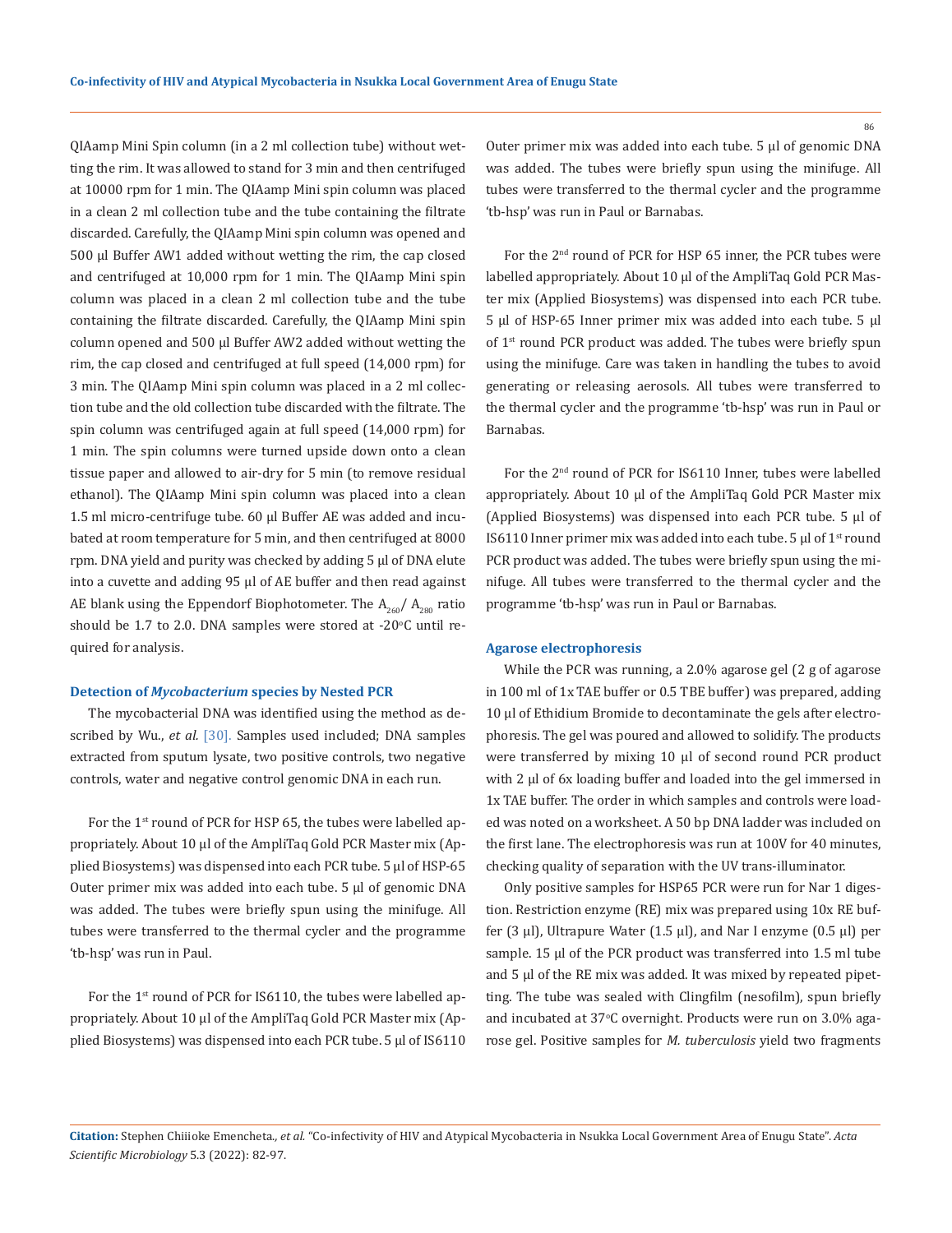QIAamp Mini Spin column (in a 2 ml collection tube) without wetting the rim. It was allowed to stand for 3 min and then centrifuged at 10000 rpm for 1 min. The QIAamp Mini spin column was placed in a clean 2 ml collection tube and the tube containing the filtrate discarded. Carefully, the QIAamp Mini spin column was opened and 500 µl Buffer AW1 added without wetting the rim, the cap closed and centrifuged at 10,000 rpm for 1 min. The QIAamp Mini spin column was placed in a clean 2 ml collection tube and the tube containing the filtrate discarded. Carefully, the QIAamp Mini spin column opened and 500 µl Buffer AW2 added without wetting the rim, the cap closed and centrifuged at full speed (14,000 rpm) for 3 min. The QIAamp Mini spin column was placed in a 2 ml collection tube and the old collection tube discarded with the filtrate. The spin column was centrifuged again at full speed (14,000 rpm) for 1 min. The spin columns were turned upside down onto a clean tissue paper and allowed to air-dry for 5 min (to remove residual ethanol). The QIAamp Mini spin column was placed into a clean 1.5 ml micro-centrifuge tube. 60 µl Buffer AE was added and incubated at room temperature for 5 min, and then centrifuged at 8000 rpm. DNA yield and purity was checked by adding 5 µl of DNA elute into a cuvette and adding 95 µl of AE buffer and then read against AE blank using the Eppendorf Biophotometer. The $A_{260}/A_{280}$ ratio should be 1.7 to 2.0. DNA samples were stored at -20°C until required for analysis.

### Detection of *Mycobacterium* species by Nested PCR

The mycobacterial DNA was identified using the method as described by Wu., *et al.* [30]. Samples used included; DNA samples extracted from sputum lysate, two positive controls, two negative controls, water and negative control genomic DNA in each run.

For the 1st round of PCR for HSP 65, the tubes were labelled appropriately. About 10 µl of the AmpliTaq Gold PCR Master mix (Applied Biosystems) was dispensed into each PCR tube. 5 µl of HSP-65 Outer primer mix was added into each tube. 5 µl of genomic DNA was added. The tubes were briefly spun using the minifuge. All tubes were transferred to the thermal cycler and the programme 'tb-hsp' was run in Paul.

For the 1st round of PCR for IS6110, the tubes were labelled appropriately. About 10 µl of the AmpliTaq Gold PCR Master mix (Applied Biosystems) was dispensed into each PCR tube. 5 µl of IS6110 Outer primer mix was added into each tube. 5 µl of genomic DNA was added. The tubes were briefly spun using the minifuge. All tubes were transferred to the thermal cycler and the programme 'tb-hsp' was run in Paul or Barnabas.

For the 2nd round of PCR for HSP 65 inner, the PCR tubes were labelled appropriately. About 10 µl of the AmpliTaq Gold PCR Master mix (Applied Biosystems) was dispensed into each PCR tube. 5 µl of HSP-65 Inner primer mix was added into each tube. 5 µl of 1st round PCR product was added. The tubes were briefly spun using the minifuge. Care was taken in handling the tubes to avoid generating or releasing aerosols. All tubes were transferred to the thermal cycler and the programme 'tb-hsp' was run in Paul or Barnabas.

For the 2nd round of PCR for IS6110 Inner, tubes were labelled appropriately. About 10 µl of the AmpliTaq Gold PCR Master mix (Applied Biosystems) was dispensed into each PCR tube. 5 µl of IS6110 Inner primer mix was added into each tube. 5 µl of 1st round PCR product was added. The tubes were briefly spun using the minifuge. All tubes were transferred to the thermal cycler and the programme 'tb-hsp' was run in Paul or Barnabas.

### Agarose electrophoresis

While the PCR was running, a 2.0% agarose gel (2 g of agarose in 100 ml of 1x TAE buffer or 0.5 TBE buffer) was prepared, adding 10 µl of Ethidium Bromide to decontaminate the gels after electrophoresis. The gel was poured and allowed to solidify. The products were transferred by mixing 10 µl of second round PCR product with 2 µl of 6x loading buffer and loaded into the gel immersed in 1x TAE buffer. The order in which samples and controls were loaded was noted on a worksheet. A 50 bp DNA ladder was included on the first lane. The electrophoresis was run at 100V for 40 minutes, checking quality of separation with the UV trans-illuminator.

Only positive samples for HSP65 PCR were run for Nar 1 digestion. Restriction enzyme (RE) mix was prepared using 10x RE buffer (3 µl), Ultrapure Water (1.5 µl), and Nar I enzyme (0.5 µl) per sample. 15 µl of the PCR product was transferred into 1.5 ml tube and 5 µl of the RE mix was added. It was mixed by repeated pipetting. The tube was sealed with Clingfilm (nesofilm), spun briefly and incubated at 37°C overnight. Products were run on 3.0% agarose gel. Positive samples for *M. tuberculosis* yield two fragments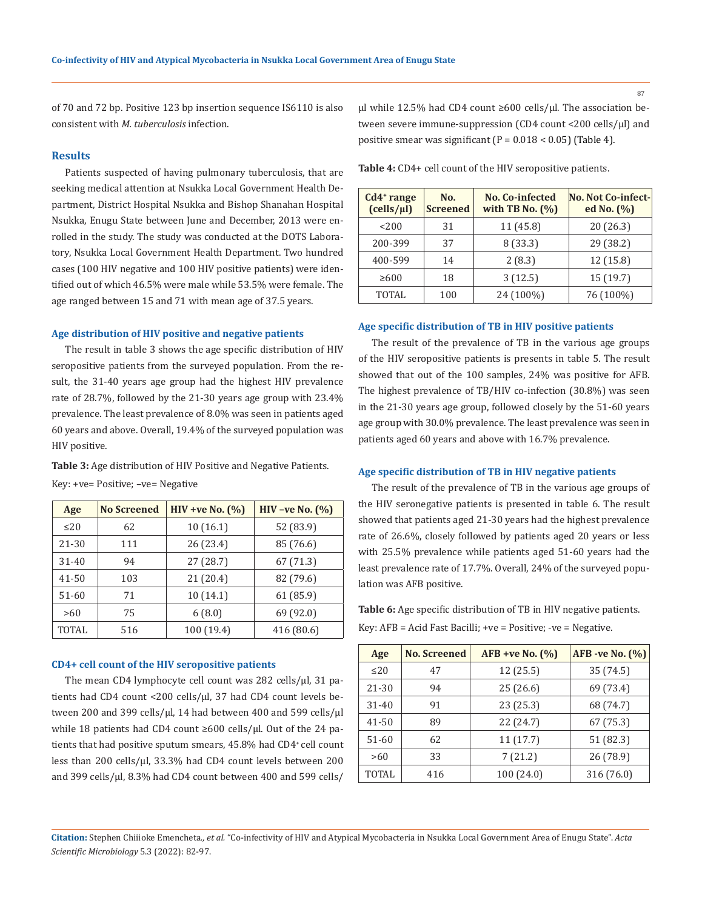of 70 and 72 bp. Positive 123 bp insertion sequence IS6110 is also consistent with *M. tuberculosis* infection.

## Results

Patients suspected of having pulmonary tuberculosis, that are seeking medical attention at Nsukka Local Government Health Department, District Hospital Nsukka and Bishop Shanahan Hospital Nsukka, Enugu State between June and December, 2013 were enrolled in the study. The study was conducted at the DOTS Laboratory, Nsukka Local Government Health Department. Two hundred cases (100 HIV negative and 100 HIV positive patients) were identified out of which 46.5% were male while 53.5% were female. The age ranged between 15 and 71 with mean age of 37.5 years.

### Age distribution of HIV positive and negative patients

The result in table 3 shows the age specific distribution of HIV seropositive patients from the surveyed population. From the result, the 31-40 years age group had the highest HIV prevalence rate of 28.7%, followed by the 21-30 years age group with 23.4% prevalence. The least prevalence of 8.0% was seen in patients aged 60 years and above. Overall, 19.4% of the surveyed population was HIV positive.

**Table 3:** Age distribution of HIV Positive and Negative Patients.

Key: +ve= Positive; –ve= Negative

| Age | No Screened | HIV +ve No. (%) | HIV –ve No. (%) |
|---|---|---|---|
| ≤20 | 62 | 10 (16.1) | 52 (83.9) |
| 21-30 | 111 | 26 (23.4) | 85 (76.6) |
| 31-40 | 94 | 27 (28.7) | 67 (71.3) |
| 41-50 | 103 | 21 (20.4) | 82 (79.6) |
| 51-60 | 71 | 10 (14.1) | 61 (85.9) |
| >60 | 75 | 6 (8.0) | 69 (92.0) |
| TOTAL | 516 | 100 (19.4) | 416 (80.6) |

### CD4+ cell count of the HIV seropositive patients

The mean CD4 lymphocyte cell count was 282 cells/µl, 31 patients had CD4 count <200 cells/µl, 37 had CD4 count levels between 200 and 399 cells/µl, 14 had between 400 and 599 cells/µl while 18 patients had CD4 count ≥600 cells/µl. Out of the 24 patients that had positive sputum smears, 45.8% had CD4$^+$ cell count less than 200 cells/µl, 33.3% had CD4 count levels between 200 and 399 cells/µl, 8.3% had CD4 count between 400 and 599 cells/µl while 12.5% had CD4 count ≥600 cells/µl. The association between severe immune-suppression (CD4 count <200 cells/µl) and positive smear was significant ($P = 0.018 < 0.05$) (Table 4).

**Table 4:** CD4+ cell count of the HIV seropositive patients.

| Cd4$^+$ range (cells/µl) | No. Screened | No. Co-infected with TB No. (%) | No. Not Co-infected No. (%) |
|---|---|---|---|
| <200 | 31 | 11 (45.8) | 20 (26.3) |
| 200-399 | 37 | 8 (33.3) | 29 (38.2) |
| 400-599 | 14 | 2 (8.3) | 12 (15.8) |
| ≥600 | 18 | 3 (12.5) | 15 (19.7) |
| TOTAL | 100 | 24 (100%) | 76 (100%) |

### Age specific distribution of TB in HIV positive patients

The result of the prevalence of TB in the various age groups of the HIV seropositive patients is presents in table 5. The result showed that out of the 100 samples, 24% was positive for AFB. The highest prevalence of TB/HIV co-infection (30.8%) was seen in the 21-30 years age group, followed closely by the 51-60 years age group with 30.0% prevalence. The least prevalence was seen in patients aged 60 years and above with 16.7% prevalence.

### Age specific distribution of TB in HIV negative patients

The result of the prevalence of TB in the various age groups of the HIV seronegative patients is presented in table 6. The result showed that patients aged 21-30 years had the highest prevalence rate of 26.6%, closely followed by patients aged 20 years or less with 25.5% prevalence while patients aged 51-60 years had the least prevalence rate of 17.7%. Overall, 24% of the surveyed population was AFB positive.

**Table 6:** Age specific distribution of TB in HIV negative patients.

Key: AFB = Acid Fast Bacilli; +ve = Positive; -ve = Negative.

| Age | No. Screened | AFB +ve No. (%) | AFB -ve No. (%) |
|---|---|---|---|
| ≤20 | 47 | 12 (25.5) | 35 (74.5) |
| 21-30 | 94 | 25 (26.6) | 69 (73.4) |
| 31-40 | 91 | 23 (25.3) | 68 (74.7) |
| 41-50 | 89 | 22 (24.7) | 67 (75.3) |
| 51-60 | 62 | 11 (17.7) | 51 (82.3) |
| >60 | 33 | 7 (21.2) | 26 (78.9) |
| TOTAL | 416 | 100 (24.0) | 316 (76.0) |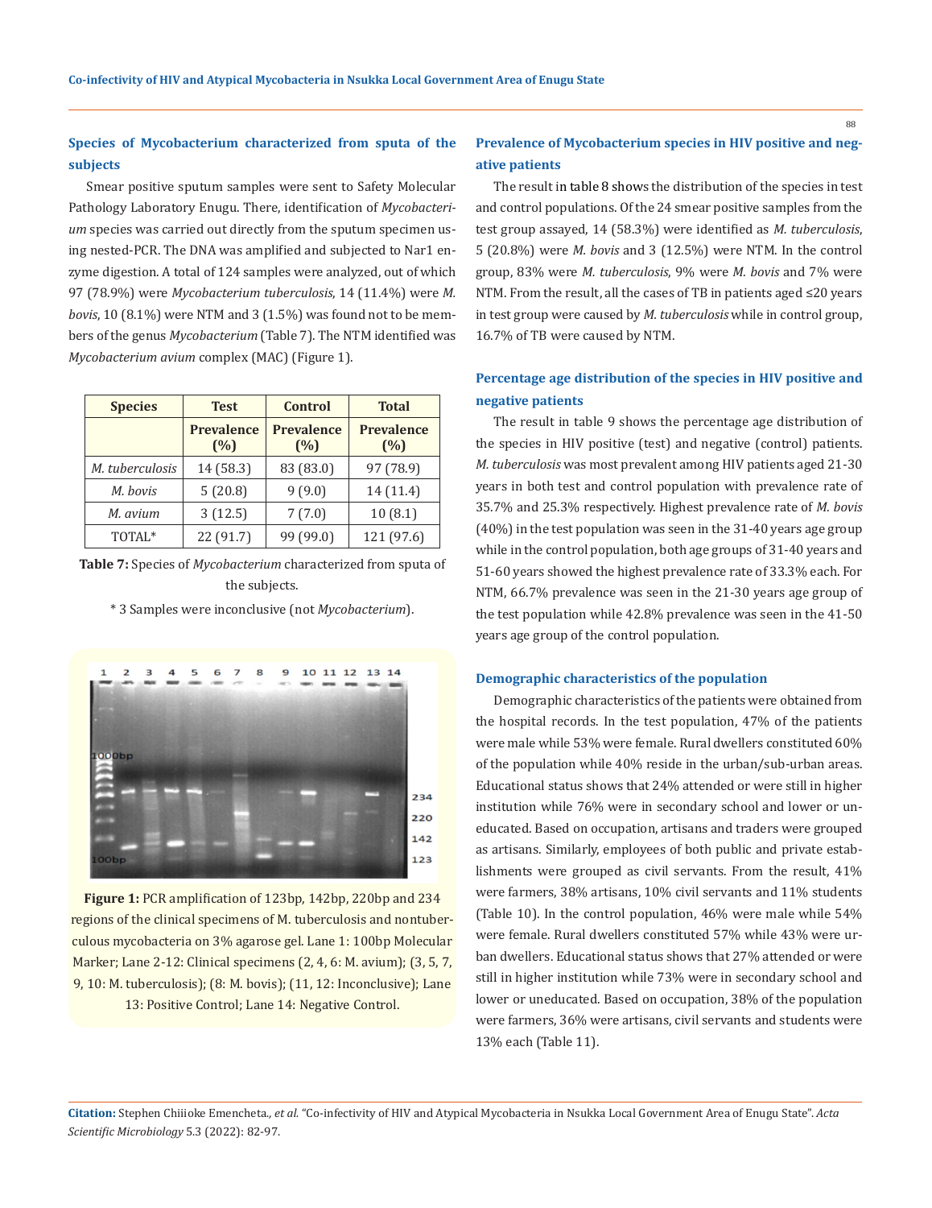### Species of Mycobacterium characterized from sputa of the subjects

Smear positive sputum samples were sent to Safety Molecular Pathology Laboratory Enugu. There, identification of *Mycobacterium* species was carried out directly from the sputum specimen using nested-PCR. The DNA was amplified and subjected to Nar1 enzyme digestion. A total of 124 samples were analyzed, out of which 97 (78.9%) were *Mycobacterium tuberculosis*, 14 (11.4%) were *M. bovis*, 10 (8.1%) were NTM and 3 (1.5%) was found not to be members of the genus *Mycobacterium* (Table 7). The NTM identified was *Mycobacterium avium* complex (MAC) (Figure 1).

| Species | Test | Control | Total |
|---|---|---|---|
| | Prevalence (%) | Prevalence (%) | Prevalence (%) |
| *M. tuberculosis* | 14 (58.3) | 83 (83.0) | 97 (78.9) |
| *M. bovis* | 5 (20.8) | 9 (9.0) | 14 (11.4) |
| *M. avium* | 3 (12.5) | 7 (7.0) | 10 (8.1) |
| TOTAL* | 22 (91.7) | 99 (99.0) | 121 (97.6) |

**Table 7:** Species of *Mycobacterium* characterized from sputa of the subjects.

\* 3 Samples were inconclusive (not *Mycobacterium*).

**Figure 1:** PCR amplification of 123bp, 142bp, 220bp and 234 regions of the clinical specimens of M. tuberculosis and nontuberculous mycobacteria on 3% agarose gel. Lane 1: 100bp Molecular Marker; Lane 2-12: Clinical specimens (2, 4, 6: M. avium); (3, 5, 7, 9, 10: M. tuberculosis); (8: M. bovis); (11, 12: Inconclusive); Lane 13: Positive Control; Lane 14: Negative Control.

### Prevalence of Mycobacterium species in HIV positive and negative patients

The result in table 8 shows the distribution of the species in test and control populations. Of the 24 smear positive samples from the test group assayed, 14 (58.3%) were identified as *M. tuberculosis*, 5 (20.8%) were *M. bovis* and 3 (12.5%) were NTM. In the control group, 83% were *M. tuberculosis*, 9% were *M. bovis* and 7% were NTM. From the result, all the cases of TB in patients aged ≤20 years in test group were caused by *M. tuberculosis* while in control group, 16.7% of TB were caused by NTM.

### Percentage age distribution of the species in HIV positive and negative patients

The result in table 9 shows the percentage age distribution of the species in HIV positive (test) and negative (control) patients. *M. tuberculosis* was most prevalent among HIV patients aged 21-30 years in both test and control population with prevalence rate of 35.7% and 25.3% respectively. Highest prevalence rate of *M. bovis* (40%) in the test population was seen in the 31-40 years age group while in the control population, both age groups of 31-40 years and 51-60 years showed the highest prevalence rate of 33.3% each. For NTM, 66.7% prevalence was seen in the 21-30 years age group of the test population while 42.8% prevalence was seen in the 41-50 years age group of the control population.

### Demographic characteristics of the population

Demographic characteristics of the patients were obtained from the hospital records. In the test population, 47% of the patients were male while 53% were female. Rural dwellers constituted 60% of the population while 40% reside in the urban/sub-urban areas. Educational status shows that 24% attended or were still in higher institution while 76% were in secondary school and lower or uneducated. Based on occupation, artisans and traders were grouped as artisans. Similarly, employees of both public and private establishments were grouped as civil servants. From the result, 41% were farmers, 38% artisans, 10% civil servants and 11% students (Table 10). In the control population, 46% were male while 54% were female. Rural dwellers constituted 57% while 43% were urban dwellers. Educational status shows that 27% attended or were still in higher institution while 73% were in secondary school and lower or uneducated. Based on occupation, 38% of the population were farmers, 36% were artisans, civil servants and students were 13% each (Table 11).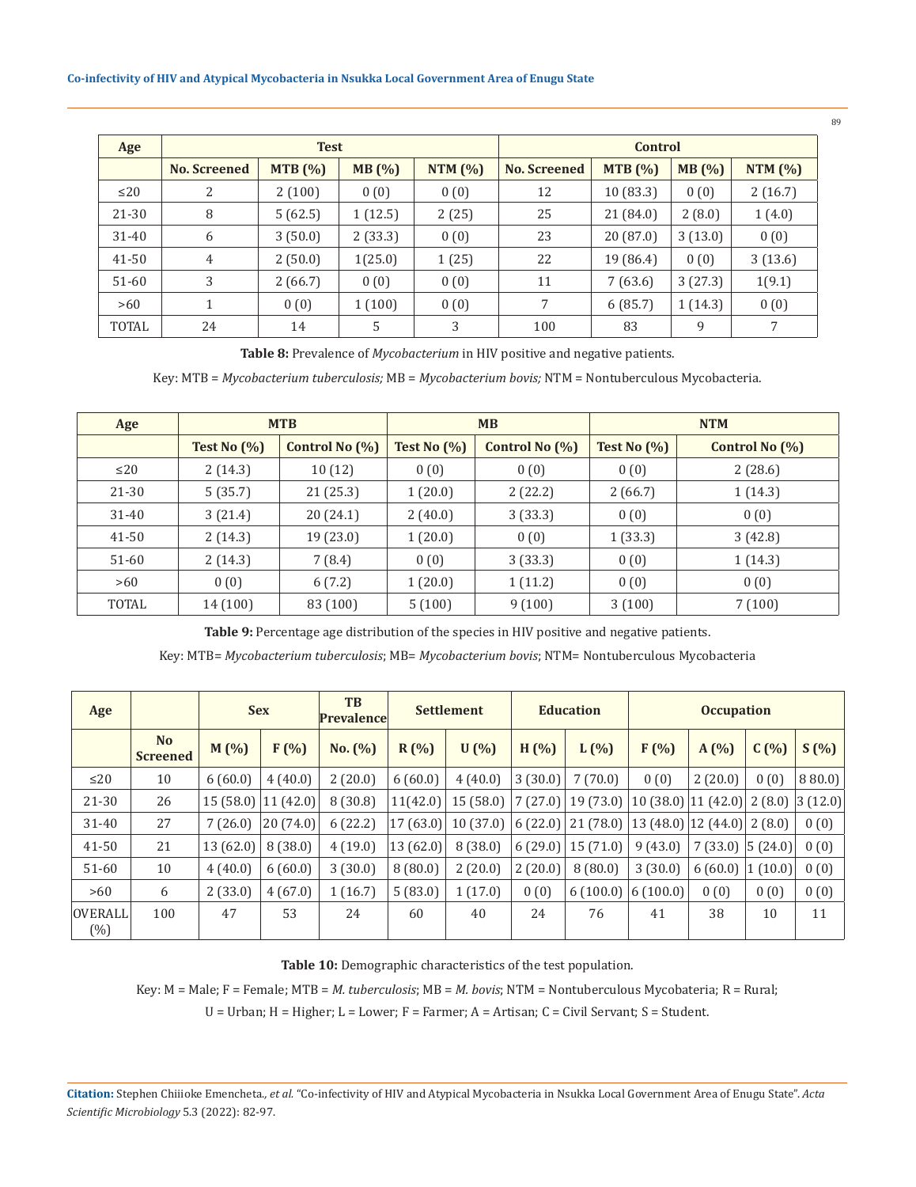| Age | Test | | | | Control | | | |
|---|---|---|---|---|---|---|---|---|
| | No. Screened | MTB (%) | MB (%) | NTM (%) | No. Screened | MTB (%) | MB (%) | NTM (%) |
| ≤20 | 2 | 2 (100) | 0 (0) | 0 (0) | 12 | 10 (83.3) | 0 (0) | 2 (16.7) |
| 21-30 | 8 | 5 (62.5) | 1 (12.5) | 2 (25) | 25 | 21 (84.0) | 2 (8.0) | 1 (4.0) |
| 31-40 | 6 | 3 (50.0) | 2 (33.3) | 0 (0) | 23 | 20 (87.0) | 3 (13.0) | 0 (0) |
| 41-50 | 4 | 2 (50.0) | 1(25.0) | 1 (25) | 22 | 19 (86.4) | 0 (0) | 3 (13.6) |
| 51-60 | 3 | 2 (66.7) | 0 (0) | 0 (0) | 11 | 7 (63.6) | 3 (27.3) | 1(9.1) |
| >60 | 1 | 0 (0) | 1 (100) | 0 (0) | 7 | 6 (85.7) | 1 (14.3) | 0 (0) |
| TOTAL | 24 | 14 | 5 | 3 | 100 | 83 | 9 | 7 |

**Table 8:** Prevalence of *Mycobacterium* in HIV positive and negative patients.

Key: MTB = *Mycobacterium tuberculosis;* MB = *Mycobacterium bovis;* NTM = Nontuberculous Mycobacteria.

| Age | MTB | | MB | | NTM | |
|---|---|---|---|---|---|---|
| | Test No (%) | Control No (%) | Test No (%) | Control No (%) | Test No (%) | Control No (%) |
| ≤20 | 2 (14.3) | 10 (12) | 0 (0) | 0 (0) | 0 (0) | 2 (28.6) |
| 21-30 | 5 (35.7) | 21 (25.3) | 1 (20.0) | 2 (22.2) | 2 (66.7) | 1 (14.3) |
| 31-40 | 3 (21.4) | 20 (24.1) | 2 (40.0) | 3 (33.3) | 0 (0) | 0 (0) |
| 41-50 | 2 (14.3) | 19 (23.0) | 1 (20.0) | 0 (0) | 1 (33.3) | 3 (42.8) |
| 51-60 | 2 (14.3) | 7 (8.4) | 0 (0) | 3 (33.3) | 0 (0) | 1 (14.3) |
| >60 | 0 (0) | 6 (7.2) | 1 (20.0) | 1 (11.2) | 0 (0) | 0 (0) |
| TOTAL | 14 (100) | 83 (100) | 5 (100) | 9 (100) | 3 (100) | 7 (100) |

**Table 9:** Percentage age distribution of the species in HIV positive and negative patients.

Key: MTB= *Mycobacterium tuberculosis*; MB= *Mycobacterium bovis*; NTM= Nontuberculous Mycobacteria

| Age | | Sex | | TB Prevalence | Settlement | | Education | | Occupation | | | |
|---|---|---|---|---|---|---|---|---|---|---|---|---|
| | No Screened | M (%) | F (%) | No. (%) | R (%) | U (%) | H (%) | L (%) | F (%) | A (%) | C (%) | S (%) |
| ≤20 | 10 | 6 (60.0) | 4 (40.0) | 2 (20.0) | 6 (60.0) | 4 (40.0) | 3 (30.0) | 7 (70.0) | 0 (0) | 2 (20.0) | 0 (0) | 8 80.0) |
| 21-30 | 26 | 15 (58.0) | 11 (42.0) | 8 (30.8) | 11(42.0) | 15 (58.0) | 7 (27.0) | 19 (73.0) | 10 (38.0) | 11 (42.0) | 2 (8.0) | 3 (12.0) |
| 31-40 | 27 | 7 (26.0) | 20 (74.0) | 6 (22.2) | 17 (63.0) | 10 (37.0) | 6 (22.0) | 21 (78.0) | 13 (48.0) | 12 (44.0) | 2 (8.0) | 0 (0) |
| 41-50 | 21 | 13 (62.0) | 8 (38.0) | 4 (19.0) | 13 (62.0) | 8 (38.0) | 6 (29.0) | 15 (71.0) | 9 (43.0) | 7 (33.0) | 5 (24.0) | 0 (0) |
| 51-60 | 10 | 4 (40.0) | 6 (60.0) | 3 (30.0) | 8 (80.0) | 2 (20.0) | 2 (20.0) | 8 (80.0) | 3 (30.0) | 6 (60.0) | 1 (10.0) | 0 (0) |
| >60 | 6 | 2 (33.0) | 4 (67.0) | 1 (16.7) | 5 (83.0) | 1 (17.0) | 0 (0) | 6 (100.0) | 6 (100.0) | 0 (0) | 0 (0) | 0 (0) |
| OVERALL (%) | 100 | 47 | 53 | 24 | 60 | 40 | 24 | 76 | 41 | 38 | 10 | 11 |

**Table 10:** Demographic characteristics of the test population.

Key: M = Male; F = Female; MTB = *M. tuberculosis*; MB = *M. bovis*; NTM = Nontuberculous Mycobateria; R = Rural; U = Urban; H = Higher; L = Lower; F = Farmer; A = Artisan; C = Civil Servant; S = Student.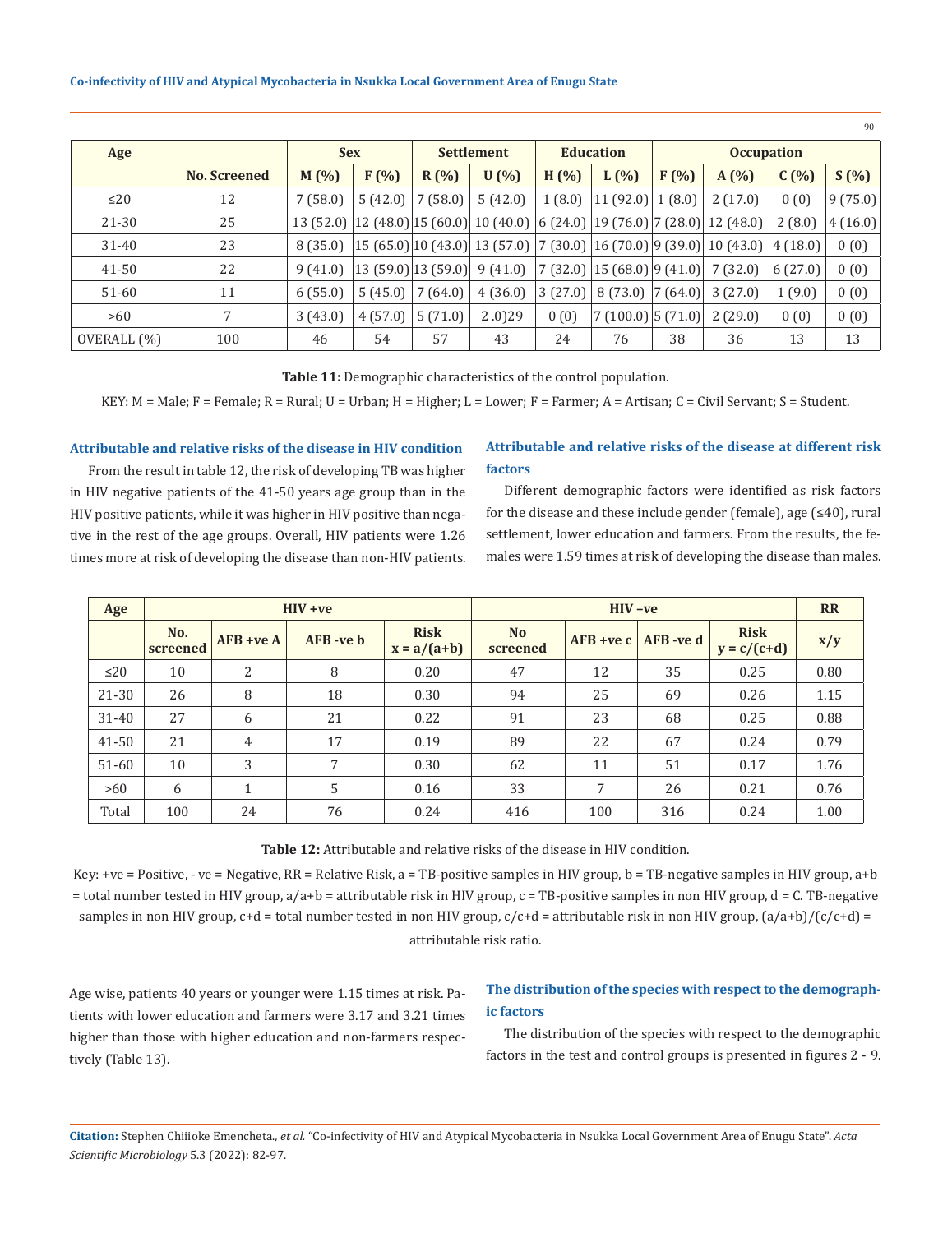| Age | | Sex | | Settlement | | Education | | Occupation | | | |
|---|---|---|---|---|---|---|---|---|---|---|---|
| | No. Screened | M (%) | F (%) | R (%) | U (%) | H (%) | L (%) | F (%) | A (%) | C (%) | S (%) |
| ≤20 | 12 | 7 (58.0) | 5 (42.0) | 7 (58.0) | 5 (42.0) | 1 (8.0) | 11 (92.0) | 1 (8.0) | 2 (17.0) | 0 (0) | 9 (75.0) |
| 21-30 | 25 | 13 (52.0) | 12 (48.0) | 15 (60.0) | 10 (40.0) | 6 (24.0) | 19 (76.0) | 7 (28.0) | 12 (48.0) | 2 (8.0) | 4 (16.0) |
| 31-40 | 23 | 8 (35.0) | 15 (65.0) | 10 (43.0) | 13 (57.0) | 7 (30.0) | 16 (70.0) | 9 (39.0) | 10 (43.0) | 4 (18.0) | 0 (0) |
| 41-50 | 22 | 9 (41.0) | 13 (59.0) | 13 (59.0) | 9 (41.0) | 7 (32.0) | 15 (68.0) | 9 (41.0) | 7 (32.0) | 6 (27.0) | 0 (0) |
| 51-60 | 11 | 6 (55.0) | 5 (45.0) | 7 (64.0) | 4 (36.0) | 3 (27.0) | 8 (73.0) | 7 (64.0) | 3 (27.0) | 1 (9.0) | 0 (0) |
| >60 | 7 | 3 (43.0) | 4 (57.0) | 5 (71.0) | 2 .0)29 | 0 (0) | 7 (100.0) | 5 (71.0) | 2 (29.0) | 0 (0) | 0 (0) |
| OVERALL (%) | 100 | 46 | 54 | 57 | 43 | 24 | 76 | 38 | 36 | 13 | 13 |

**Table 11:** Demographic characteristics of the control population.

KEY: M = Male; F = Female; R = Rural; U = Urban; H = Higher; L = Lower; F = Farmer; A = Artisan; C = Civil Servant; S = Student.

### Attributable and relative risks of the disease in HIV condition

From the result in table 12, the risk of developing TB was higher in HIV negative patients of the 41-50 years age group than in the HIV positive patients, while it was higher in HIV positive than negative in the rest of the age groups. Overall, HIV patients were 1.26 times more at risk of developing the disease than non-HIV patients.

### Attributable and relative risks of the disease at different risk factors

Different demographic factors were identified as risk factors for the disease and these include gender (female), age (≤40), rural settlement, lower education and farmers. From the results, the females were 1.59 times at risk of developing the disease than males.

| Age | HIV +ve | | | | HIV –ve | | | | RR |
|---|---|---|---|---|---|---|---|---|---|
| | No. screened | AFB +ve A | AFB -ve b | Risk x = a/(a+b) | No screened | AFB +ve c | AFB -ve d | Risk y = c/(c+d) | x/y |
| ≤20 | 10 | 2 | 8 | 0.20 | 47 | 12 | 35 | 0.25 | 0.80 |
| 21-30 | 26 | 8 | 18 | 0.30 | 94 | 25 | 69 | 0.26 | 1.15 |
| 31-40 | 27 | 6 | 21 | 0.22 | 91 | 23 | 68 | 0.25 | 0.88 |
| 41-50 | 21 | 4 | 17 | 0.19 | 89 | 22 | 67 | 0.24 | 0.79 |
| 51-60 | 10 | 3 | 7 | 0.30 | 62 | 11 | 51 | 0.17 | 1.76 |
| >60 | 6 | 1 | 5 | 0.16 | 33 | 7 | 26 | 0.21 | 0.76 |
| Total | 100 | 24 | 76 | 0.24 | 416 | 100 | 316 | 0.24 | 1.00 |

**Table 12:** Attributable and relative risks of the disease in HIV condition.

Key: +ve = Positive, - ve = Negative, RR = Relative Risk, a = TB-positive samples in HIV group, b = TB-negative samples in HIV group, a+b = total number tested in HIV group, a/a+b = attributable risk in HIV group, c = TB-positive samples in non HIV group, d = C. TB-negative samples in non HIV group, c+d = total number tested in non HIV group, c/c+d = attributable risk in non HIV group, (a/a+b)/(c/c+d) = attributable risk ratio.

Age wise, patients 40 years or younger were 1.15 times at risk. Patients with lower education and farmers were 3.17 and 3.21 times higher than those with higher education and non-farmers respectively (Table 13).

### The distribution of the species with respect to the demographic factors

The distribution of the species with respect to the demographic factors in the test and control groups is presented in figures 2 - 9.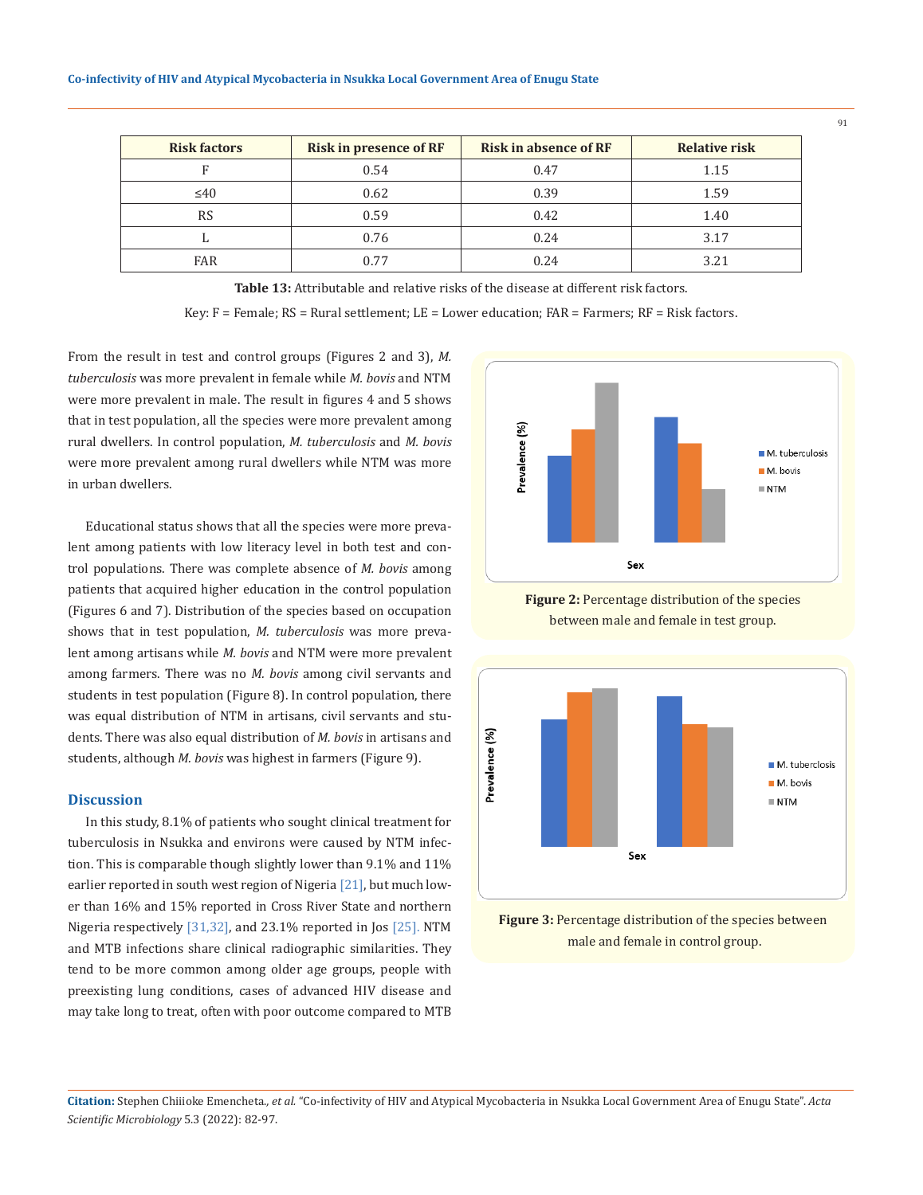| Risk factors | Risk in presence of RF | Risk in absence of RF | Relative risk |
|---|---|---|---|
| F | 0.54 | 0.47 | 1.15 |
| ≤40 | 0.62 | 0.39 | 1.59 |
| RS | 0.59 | 0.42 | 1.40 |
| L | 0.76 | 0.24 | 3.17 |
| FAR | 0.77 | 0.24 | 3.21 |

**Table 13:** Attributable and relative risks of the disease at different risk factors.

Key: F = Female; RS = Rural settlement; LE = Lower education; FAR = Farmers; RF = Risk factors.

From the result in test and control groups (Figures 2 and 3), *M. tuberculosis* was more prevalent in female while *M. bovis* and NTM were more prevalent in male. The result in figures 4 and 5 shows that in test population, all the species were more prevalent among rural dwellers. In control population, *M. tuberculosis* and *M. bovis* were more prevalent among rural dwellers while NTM was more in urban dwellers.

Educational status shows that all the species were more prevalent among patients with low literacy level in both test and control populations. There was complete absence of *M. bovis* among patients that acquired higher education in the control population (Figures 6 and 7). Distribution of the species based on occupation shows that in test population, *M. tuberculosis* was more prevalent among artisans while *M. bovis* and NTM were more prevalent among farmers. There was no *M. bovis* among civil servants and students in test population (Figure 8). In control population, there was equal distribution of NTM in artisans, civil servants and students. There was also equal distribution of *M. bovis* in artisans and students, although *M. bovis* was highest in farmers (Figure 9).

**Figure 2:** Percentage distribution of the species between male and female in test group.

**Figure 3:** Percentage distribution of the species between male and female in control group.

## Discussion

In this study, 8.1% of patients who sought clinical treatment for tuberculosis in Nsukka and environs were caused by NTM infection. This is comparable though slightly lower than 9.1% and 11% earlier reported in south west region of Nigeria [21], but much lower than 16% and 15% reported in Cross River State and northern Nigeria respectively [31,32], and 23.1% reported in Jos [25]. NTM and MTB infections share clinical radiographic similarities. They tend to be more common among older age groups, people with preexisting lung conditions, cases of advanced HIV disease and may take long to treat, often with poor outcome compared to MTB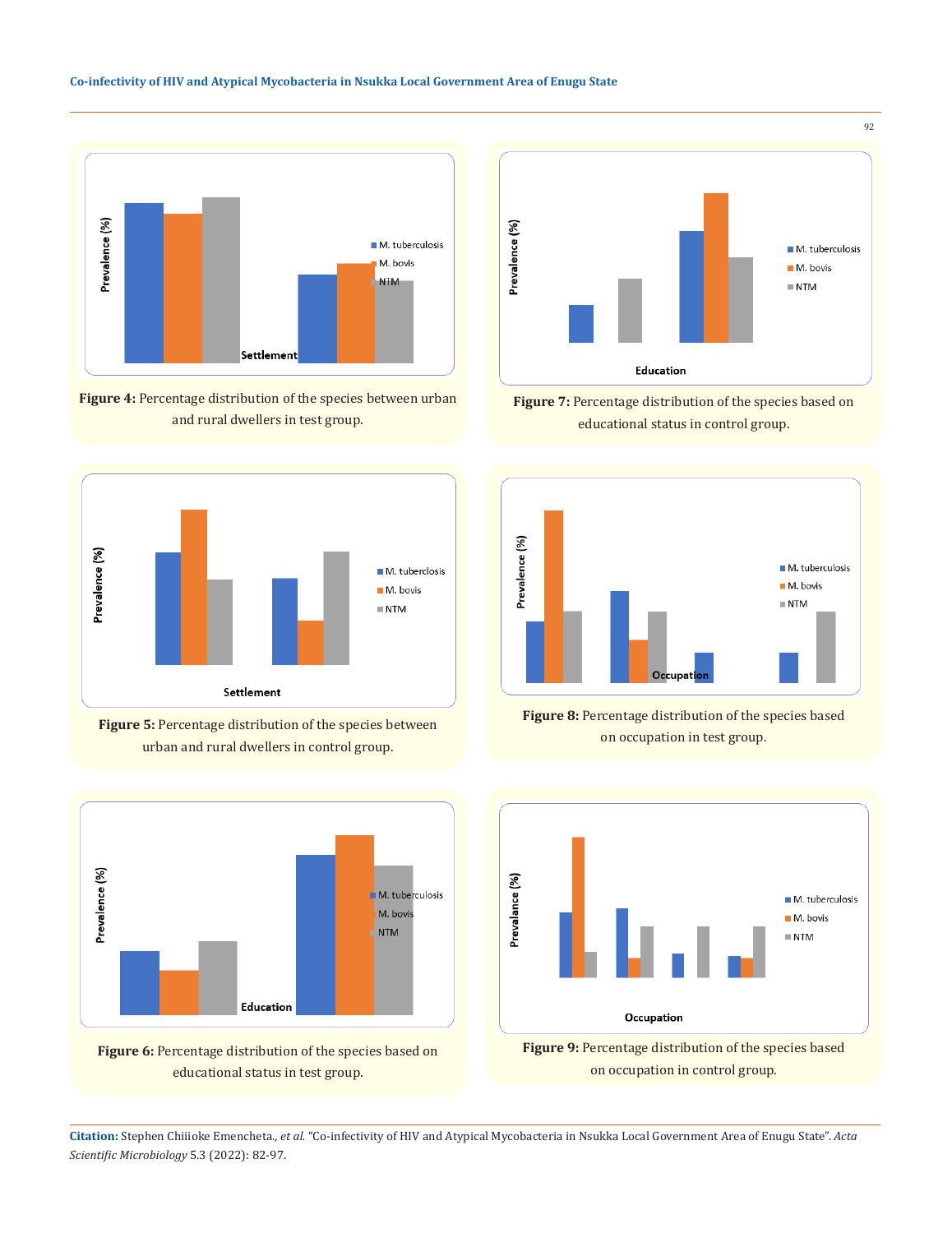Figure 4: Percentage distribution of the species between urban and rural dwellers in test group.

Figure 7: Percentage distribution of the species based on educational status in control group.

Figure 5: Percentage distribution of the species between urban and rural dwellers in control group.

Figure 8: Percentage distribution of the species based on occupation in test group.

Figure 6: Percentage distribution of the species based on educational status in test group.

Figure 9: Percentage distribution of the species based on occupation in control group.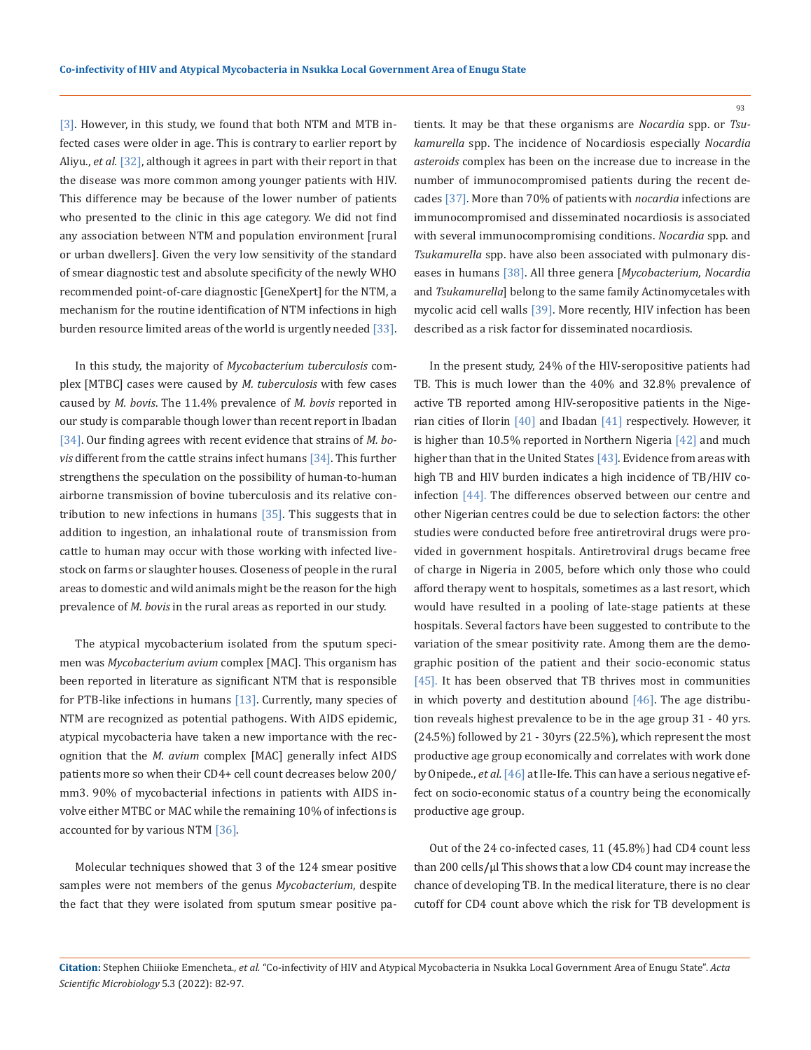[3]. However, in this study, we found that both NTM and MTB infected cases were older in age. This is contrary to earlier report by Aliyu., *et al.* [32], although it agrees in part with their report in that the disease was more common among younger patients with HIV. This difference may be because of the lower number of patients who presented to the clinic in this age category. We did not find any association between NTM and population environment [rural or urban dwellers]. Given the very low sensitivity of the standard of smear diagnostic test and absolute specificity of the newly WHO recommended point-of-care diagnostic [GeneXpert] for the NTM, a mechanism for the routine identification of NTM infections in high burden resource limited areas of the world is urgently needed [33].

In this study, the majority of *Mycobacterium tuberculosis* complex [MTBC] cases were caused by *M. tuberculosis* with few cases caused by *M. bovis*. The 11.4% prevalence of *M. bovis* reported in our study is comparable though lower than recent report in Ibadan [34]. Our finding agrees with recent evidence that strains of *M. bovis* different from the cattle strains infect humans [34]. This further strengthens the speculation on the possibility of human-to-human airborne transmission of bovine tuberculosis and its relative contribution to new infections in humans [35]. This suggests that in addition to ingestion, an inhalational route of transmission from cattle to human may occur with those working with infected livestock on farms or slaughter houses. Closeness of people in the rural areas to domestic and wild animals might be the reason for the high prevalence of *M. bovis* in the rural areas as reported in our study.

The atypical mycobacterium isolated from the sputum specimen was *Mycobacterium avium* complex [MAC]. This organism has been reported in literature as significant NTM that is responsible for PTB-like infections in humans [13]. Currently, many species of NTM are recognized as potential pathogens. With AIDS epidemic, atypical mycobacteria have taken a new importance with the recognition that the *M. avium* complex [MAC] generally infect AIDS patients more so when their CD4+ cell count decreases below 200/mm3. 90% of mycobacterial infections in patients with AIDS involve either MTBC or MAC while the remaining 10% of infections is accounted for by various NTM [36].

Molecular techniques showed that 3 of the 124 smear positive samples were not members of the genus *Mycobacterium*, despite the fact that they were isolated from sputum smear positive patients. It may be that these organisms are *Nocardia* spp. or *Tsukamurella* spp. The incidence of Nocardiosis especially *Nocardia asteroids* complex has been on the increase due to increase in the number of immunocompromised patients during the recent decades [37]. More than 70% of patients with *nocardia* infections are immunocompromised and disseminated nocardiosis is associated with several immunocompromising conditions. *Nocardia* spp. and *Tsukamurella* spp. have also been associated with pulmonary diseases in humans [38]. All three genera [*Mycobacterium*, *Nocardia* and *Tsukamurella*] belong to the same family Actinomycetales with mycolic acid cell walls [39]. More recently, HIV infection has been described as a risk factor for disseminated nocardiosis.

In the present study, 24% of the HIV-seropositive patients had TB. This is much lower than the 40% and 32.8% prevalence of active TB reported among HIV-seropositive patients in the Nigerian cities of Ilorin [40] and Ibadan [41] respectively. However, it is higher than 10.5% reported in Northern Nigeria [42] and much higher than that in the United States [43]. Evidence from areas with high TB and HIV burden indicates a high incidence of TB/HIV co-infection [44]. The differences observed between our centre and other Nigerian centres could be due to selection factors: the other studies were conducted before free antiretroviral drugs were provided in government hospitals. Antiretroviral drugs became free of charge in Nigeria in 2005, before which only those who could afford therapy went to hospitals, sometimes as a last resort, which would have resulted in a pooling of late-stage patients at these hospitals. Several factors have been suggested to contribute to the variation of the smear positivity rate. Among them are the demographic position of the patient and their socio-economic status [45]. It has been observed that TB thrives most in communities in which poverty and destitution abound [46]. The age distribution reveals highest prevalence to be in the age group 31 - 40 yrs. (24.5%) followed by 21 - 30yrs (22.5%), which represent the most productive age group economically and correlates with work done by Onipede., *et al.* [46] at Ile-Ife. This can have a serious negative effect on socio-economic status of a country being the economically productive age group.

Out of the 24 co-infected cases, 11 (45.8%) had CD4 count less than 200 cells/μl This shows that a low CD4 count may increase the chance of developing TB. In the medical literature, there is no clear cutoff for CD4 count above which the risk for TB development is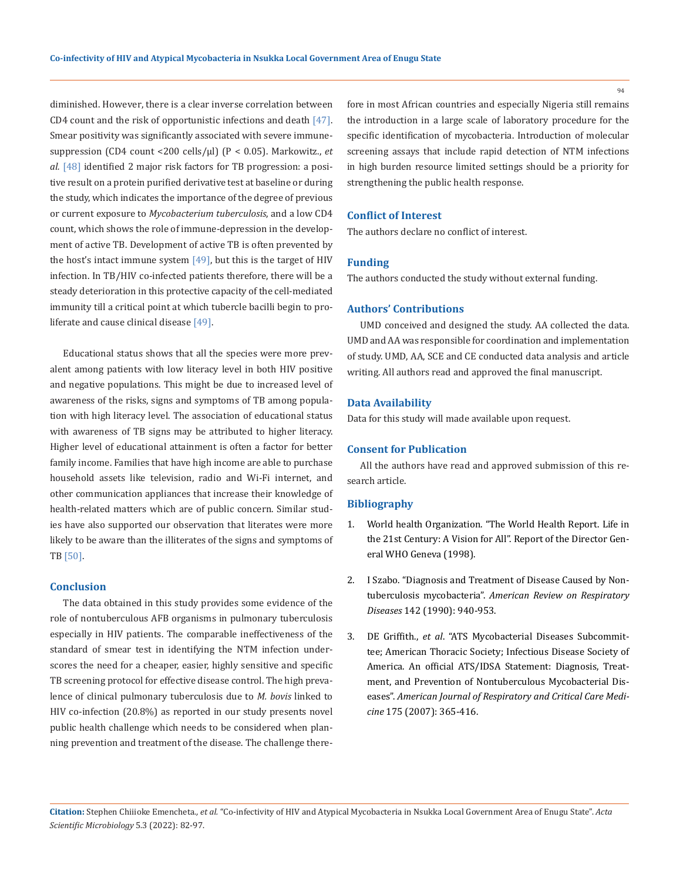diminished. However, there is a clear inverse correlation between CD4 count and the risk of opportunistic infections and death [47]. Smear positivity was significantly associated with severe immunesuppression (CD4 count <200 cells/μl) ($P < 0.05$). Markowitz., *et al.* [48] identified 2 major risk factors for TB progression: a positive result on a protein purified derivative test at baseline or during the study, which indicates the importance of the degree of previous or current exposure to *Mycobacterium tuberculosis*, and a low CD4 count, which shows the role of immune-depression in the development of active TB. Development of active TB is often prevented by the host's intact immune system [49], but this is the target of HIV infection. In TB/HIV co-infected patients therefore, there will be a steady deterioration in this protective capacity of the cell-mediated immunity till a critical point at which tubercle bacilli begin to proliferate and cause clinical disease [49].

Educational status shows that all the species were more prevalent among patients with low literacy level in both HIV positive and negative populations. This might be due to increased level of awareness of the risks, signs and symptoms of TB among population with high literacy level. The association of educational status with awareness of TB signs may be attributed to higher literacy. Higher level of educational attainment is often a factor for better family income. Families that have high income are able to purchase household assets like television, radio and Wi-Fi internet, and other communication appliances that increase their knowledge of health-related matters which are of public concern. Similar studies have also supported our observation that literates were more likely to be aware than the illiterates of the signs and symptoms of TB [50].

## Conclusion

The data obtained in this study provides some evidence of the role of nontuberculous AFB organisms in pulmonary tuberculosis especially in HIV patients. The comparable ineffectiveness of the standard of smear test in identifying the NTM infection underscores the need for a cheaper, easier, highly sensitive and specific TB screening protocol for effective disease control. The high prevalence of clinical pulmonary tuberculosis due to *M. bovis* linked to HIV co-infection (20.8%) as reported in our study presents novel public health challenge which needs to be considered when planning prevention and treatment of the disease. The challenge therefore in most African countries and especially Nigeria still remains the introduction in a large scale of laboratory procedure for the specific identification of mycobacteria. Introduction of molecular screening assays that include rapid detection of NTM infections in high burden resource limited settings should be a priority for strengthening the public health response.

## Conflict of Interest

The authors declare no conflict of interest.

## Funding

The authors conducted the study without external funding.

## Authors' Contributions

UMD conceived and designed the study. AA collected the data. UMD and AA was responsible for coordination and implementation of study. UMD, AA, SCE and CE conducted data analysis and article writing. All authors read and approved the final manuscript.

## Data Availability

Data for this study will made available upon request.

## Consent for Publication

All the authors have read and approved submission of this research article.

## Bibliography

1. World health Organization. "The World Health Report. Life in the 21st Century: A Vision for All". Report of the Director General WHO Geneva (1998).
2. I Szabo. "Diagnosis and Treatment of Disease Caused by Nontuberculosis mycobacteria". *American Review on Respiratory Diseases* 142 (1990): 940-953.
3. DE Griffith., *et al*. "ATS Mycobacterial Diseases Subcommittee; American Thoracic Society; Infectious Disease Society of America. An official ATS/IDSA Statement: Diagnosis, Treatment, and Prevention of Nontuberculous Mycobacterial Diseases". *American Journal of Respiratory and Critical Care Medicine* 175 (2007): 365-416.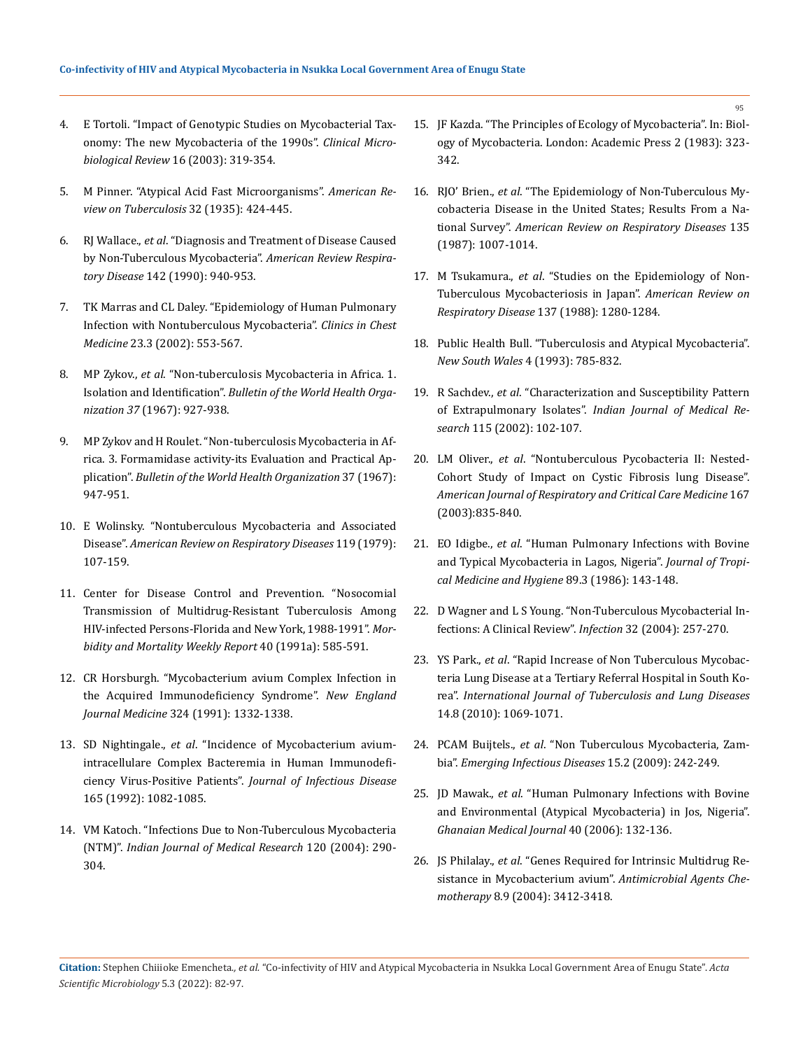4. E Tortoli. "Impact of Genotypic Studies on Mycobacterial Taxonomy: The new Mycobacteria of the 1990s". *Clinical Microbiological Review* 16 (2003): 319-354.

5. M Pinner. "Atypical Acid Fast Microorganisms". *American Review on Tuberculosis* 32 (1935): 424-445.

6. RJ Wallace., *et al*. "Diagnosis and Treatment of Disease Caused by Non-Tuberculous Mycobacteria". *American Review Respiratory Disease* 142 (1990): 940-953.

7. TK Marras and CL Daley. "Epidemiology of Human Pulmonary Infection with Nontuberculous Mycobacteria". *Clinics in Chest Medicine* 23.3 (2002): 553-567.

8. MP Zykov., *et al*. "Non-tuberculosis Mycobacteria in Africa. 1. Isolation and Identification". *Bulletin of the World Health Organization 37* (1967): 927-938.

9. MP Zykov and H Roulet. "Non-tuberculosis Mycobacteria in Africa. 3. Formamidase activity-its Evaluation and Practical Application". *Bulletin of the World Health Organization* 37 (1967): 947-951.

10. E Wolinsky. "Nontuberculous Mycobacteria and Associated Disease". *American Review on Respiratory Diseases* 119 (1979): 107-159.

11. Center for Disease Control and Prevention. "Nosocomial Transmission of Multidrug-Resistant Tuberculosis Among HIV-infected Persons-Florida and New York, 1988-1991". *Morbidity and Mortality Weekly Report* 40 (1991a): 585-591.

12. CR Horsburgh. "Mycobacterium avium Complex Infection in the Acquired Immunodeficiency Syndrome". *New England Journal Medicine* 324 (1991): 1332-1338.

13. SD Nightingale., *et al*. "Incidence of Mycobacterium avium-intracellulare Complex Bacteremia in Human Immunodeficiency Virus-Positive Patients". *Journal of Infectious Disease* 165 (1992): 1082-1085.

14. VM Katoch. "Infections Due to Non-Tuberculous Mycobacteria (NTM)". *Indian Journal of Medical Research* 120 (2004): 290-304.

15. JF Kazda. "The Principles of Ecology of Mycobacteria". In: Biology of Mycobacteria. London: Academic Press 2 (1983): 323-342.

16. RJO' Brien., *et al*. "The Epidemiology of Non-Tuberculous Mycobacteria Disease in the United States; Results From a National Survey". *American Review on Respiratory Diseases* 135 (1987): 1007-1014.

17. M Tsukamura., *et al*. "Studies on the Epidemiology of Non-Tuberculous Mycobacteriosis in Japan". *American Review on Respiratory Disease* 137 (1988): 1280-1284.

18. Public Health Bull. "Tuberculosis and Atypical Mycobacteria". *New South Wales* 4 (1993): 785-832.

19. R Sachdev., *et al*. "Characterization and Susceptibility Pattern of Extrapulmonary Isolates". *Indian Journal of Medical Research* 115 (2002): 102-107.

20. LM Oliver., *et al*. "Nontuberculous Pycobacteria II: Nested-Cohort Study of Impact on Cystic Fibrosis lung Disease". *American Journal of Respiratory and Critical Care Medicine* 167 (2003):835-840.

21. EO Idigbe., *et al*. "Human Pulmonary Infections with Bovine and Typical Mycobacteria in Lagos, Nigeria". *Journal of Tropical Medicine and Hygiene* 89.3 (1986): 143-148.

22. D Wagner and L S Young. "Non-Tuberculous Mycobacterial Infections: A Clinical Review". *Infection* 32 (2004): 257-270.

23. YS Park., *et al*. "Rapid Increase of Non Tuberculous Mycobacteria Lung Disease at a Tertiary Referral Hospital in South Korea". *International Journal of Tuberculosis and Lung Diseases* 14.8 (2010): 1069-1071.

24. PCAM Buijtels., *et al*. "Non Tuberculous Mycobacteria, Zambia". *Emerging Infectious Diseases* 15.2 (2009): 242-249.

25. JD Mawak., *et al*. "Human Pulmonary Infections with Bovine and Environmental (Atypical Mycobacteria) in Jos, Nigeria". *Ghanaian Medical Journal* 40 (2006): 132-136.

26. JS Philalay., *et al*. "Genes Required for Intrinsic Multidrug Resistance in Mycobacterium avium". *Antimicrobial Agents Chemotherapy* 8.9 (2004): 3412-3418.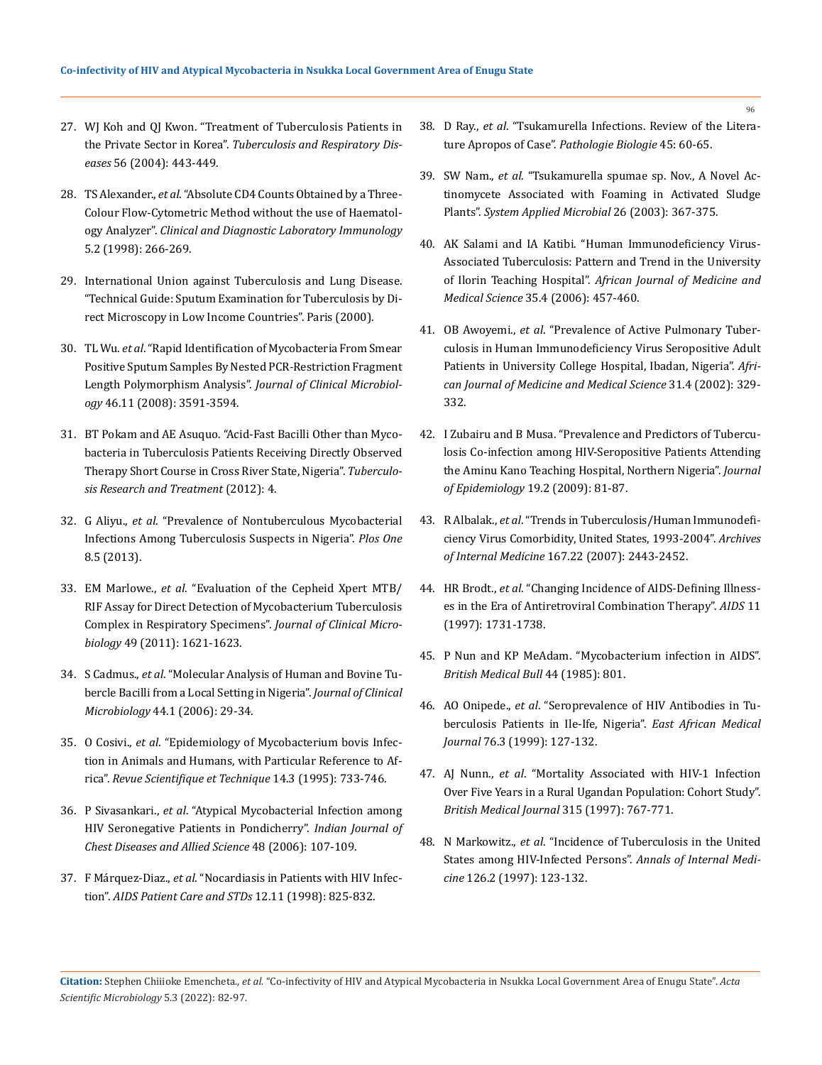27. WJ Koh and QJ Kwon. "Treatment of Tuberculosis Patients in the Private Sector in Korea". *Tuberculosis and Respiratory Diseases* 56 (2004): 443-449.

28. TS Alexander., *et al*. "Absolute CD4 Counts Obtained by a Three-Colour Flow-Cytometric Method without the use of Haematology Analyzer". *Clinical and Diagnostic Laboratory Immunology* 5.2 (1998): 266-269.

29. International Union against Tuberculosis and Lung Disease. "Technical Guide: Sputum Examination for Tuberculosis by Direct Microscopy in Low Income Countries". Paris (2000).

30. TL Wu. *et al*. "Rapid Identification of Mycobacteria From Smear Positive Sputum Samples By Nested PCR-Restriction Fragment Length Polymorphism Analysis". *Journal of Clinical Microbiology* 46.11 (2008): 3591-3594.

31. BT Pokam and AE Asuquo. "Acid-Fast Bacilli Other than Mycobacteria in Tuberculosis Patients Receiving Directly Observed Therapy Short Course in Cross River State, Nigeria". *Tuberculosis Research and Treatment* (2012): 4.

32. G Aliyu., *et al*. "Prevalence of Nontuberculous Mycobacterial Infections Among Tuberculosis Suspects in Nigeria". *Plos One* 8.5 (2013).

33. EM Marlowe., *et al*. "Evaluation of the Cepheid Xpert MTB/RIF Assay for Direct Detection of Mycobacterium Tuberculosis Complex in Respiratory Specimens". *Journal of Clinical Microbiology* 49 (2011): 1621-1623.

34. S Cadmus., *et al*. "Molecular Analysis of Human and Bovine Tubercle Bacilli from a Local Setting in Nigeria". *Journal of Clinical Microbiology* 44.1 (2006): 29-34.

35. O Cosivi., *et al*. "Epidemiology of Mycobacterium bovis Infection in Animals and Humans, with Particular Reference to Africa". *Revue Scientifique et Technique* 14.3 (1995): 733-746.

36. P Sivasankari., *et al*. "Atypical Mycobacterial Infection among HIV Seronegative Patients in Pondicherry". *Indian Journal of Chest Diseases and Allied Science* 48 (2006): 107-109.

37. F Márquez-Diaz., *et al*. "Nocardiasis in Patients with HIV Infection". *AIDS Patient Care and STDs* 12.11 (1998): 825-832.

38. D Ray., *et al*. "Tsukamurella Infections. Review of the Literature Apropos of Case". *Pathologie Biologie* 45: 60-65.

39. SW Nam., *et al*. "Tsukamurella spumae sp. Nov., A Novel Actinomycete Associated with Foaming in Activated Sludge Plants". *System Applied Microbial* 26 (2003): 367-375.

40. AK Salami and IA Katibi. "Human Immunodeficiency Virus-Associated Tuberculosis: Pattern and Trend in the University of Ilorin Teaching Hospital". *African Journal of Medicine and Medical Science* 35.4 (2006): 457-460.

41. OB Awoyemi., *et al*. "Prevalence of Active Pulmonary Tuberculosis in Human Immunodeficiency Virus Seropositive Adult Patients in University College Hospital, Ibadan, Nigeria". *African Journal of Medicine and Medical Science* 31.4 (2002): 329-332.

42. I Zubairu and B Musa. "Prevalence and Predictors of Tuberculosis Co-infection among HIV-Seropositive Patients Attending the Aminu Kano Teaching Hospital, Northern Nigeria". *Journal of Epidemiology* 19.2 (2009): 81-87.

43. R Albalak., *et al*. "Trends in Tuberculosis/Human Immunodeficiency Virus Comorbidity, United States, 1993-2004". *Archives of Internal Medicine* 167.22 (2007): 2443-2452.

44. HR Brodt., *et al*. "Changing Incidence of AIDS-Defining Illnesses in the Era of Antiretroviral Combination Therapy". *AIDS* 11 (1997): 1731-1738.

45. P Nun and KP MeAdam. "Mycobacterium infection in AIDS". *British Medical Bull* 44 (1985): 801.

46. AO Onipede., *et al*. "Seroprevalence of HIV Antibodies in Tuberculosis Patients in Ile-Ife, Nigeria". *East African Medical Journal* 76.3 (1999): 127-132.

47. AJ Nunn., *et al*. "Mortality Associated with HIV-1 Infection Over Five Years in a Rural Ugandan Population: Cohort Study". *British Medical Journal* 315 (1997): 767-771.

48. N Markowitz., *et al*. "Incidence of Tuberculosis in the United States among HIV-Infected Persons". *Annals of Internal Medicine* 126.2 (1997): 123-132.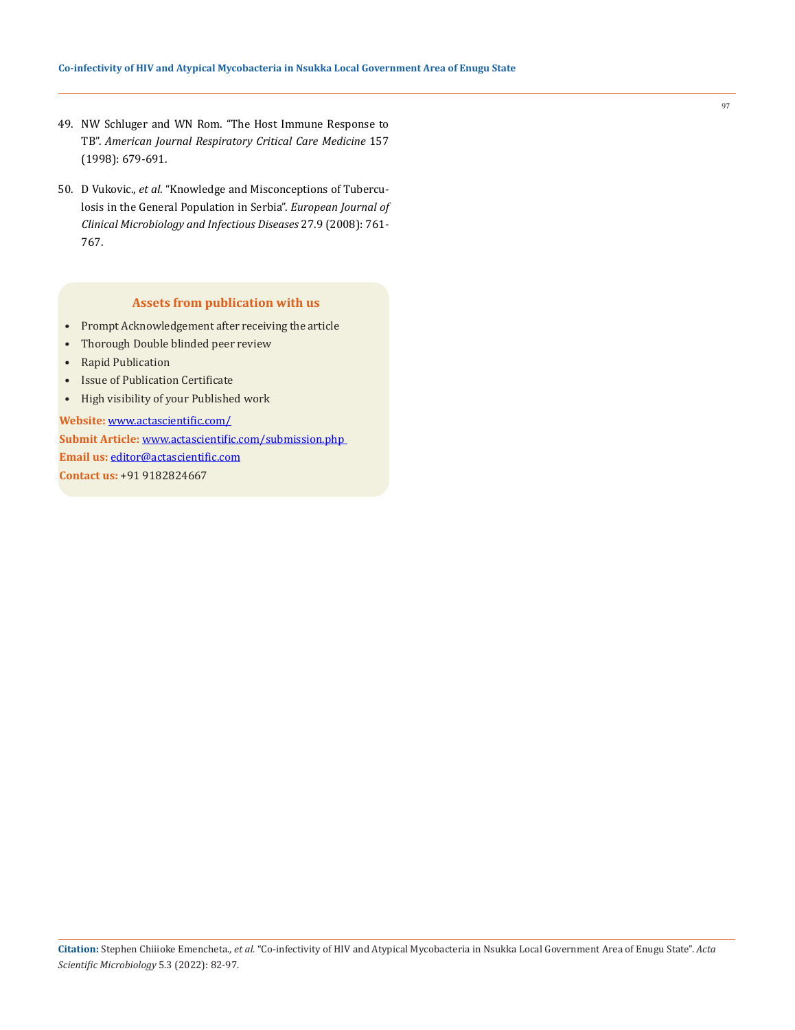49. NW Schluger and WN Rom. "The Host Immune Response to TB". *American Journal Respiratory Critical Care Medicine* 157 (1998): 679-691.

50. D Vukovic., *et al*. "Knowledge and Misconceptions of Tuberculosis in the General Population in Serbia". *European Journal of Clinical Microbiology and Infectious Diseases* 27.9 (2008): 761-767.

### Assets from publication with us

- Prompt Acknowledgement after receiving the article
- Thorough Double blinded peer review
- Rapid Publication
- Issue of Publication Certificate
- High visibility of your Published work

**Website:** www.actascientific.com/

**Submit Article:** www.actascientific.com/submission.php

**Email us:** editor@actascientific.com

**Contact us:** +91 9182824667